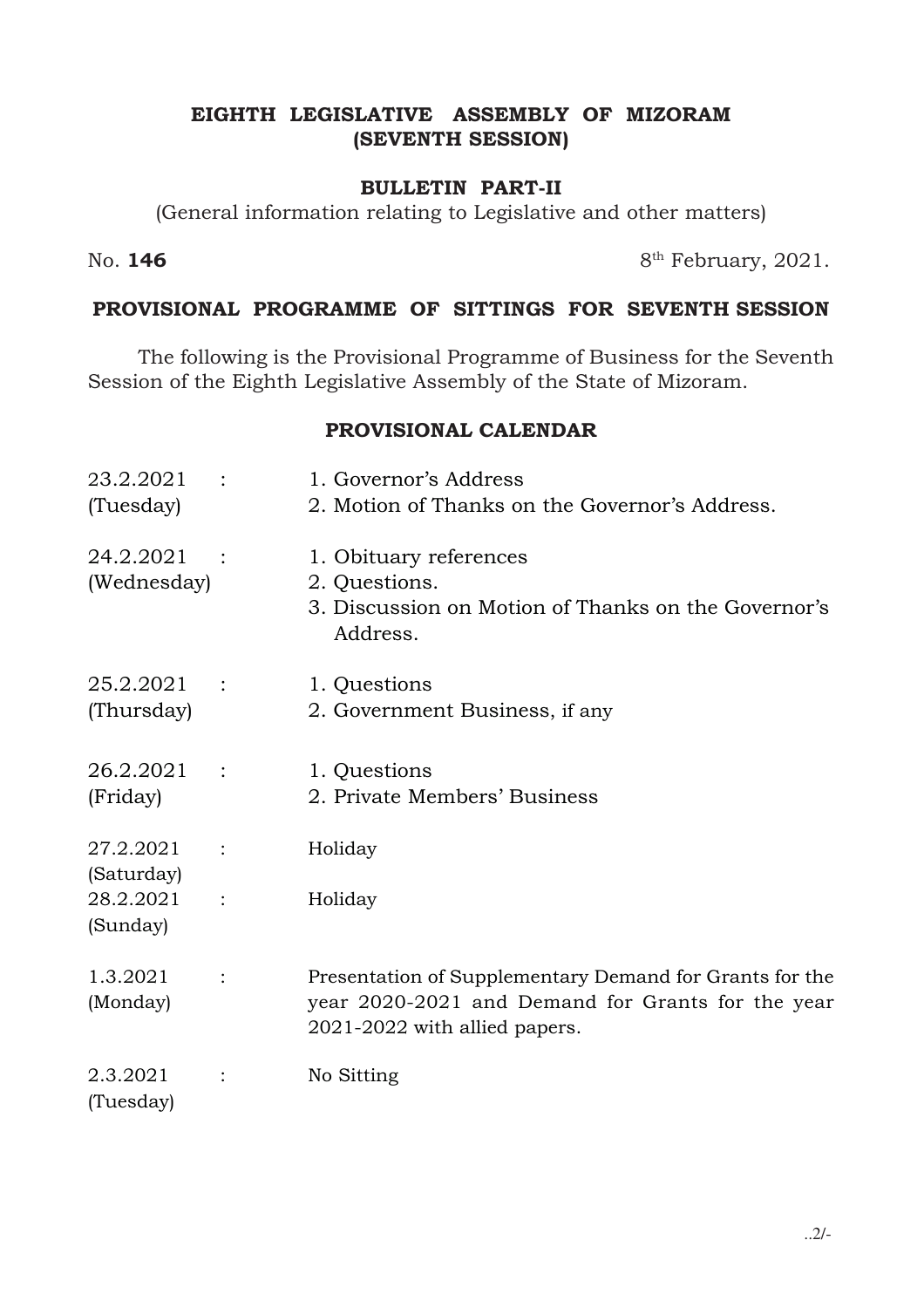# EIGHTH LEGISLATIVE ASSEMBLY OF MIZORAM
## (SEVENTH SESSION)

### BULLETIN PART-II

(General information relating to Legislative and other matters)

No. **146** 8th February, 2021.

### PROVISIONAL PROGRAMME OF SITTINGS FOR SEVENTH SESSION

The following is the Provisional Programme of Business for the Seventh Session of the Eighth Legislative Assembly of the State of Mizoram.

### PROVISIONAL CALENDAR

| Date | | Business |
|---|---|---|
| 23.2.2021 (Tuesday) | : | 1. Governor's Address<br>2. Motion of Thanks on the Governor's Address. |
| 24.2.2021 (Wednesday) | : | 1. Obituary references<br>2. Questions.<br>3. Discussion on Motion of Thanks on the Governor's Address. |
| 25.2.2021 (Thursday) | : | 1. Questions<br>2. Government Business, if any |
| 26.2.2021 (Friday) | : | 1. Questions<br>2. Private Members' Business |
| 27.2.2021 (Saturday) | : | Holiday |
| 28.2.2021 (Sunday) | : | Holiday |
| 1.3.2021 (Monday) | : | Presentation of Supplementary Demand for Grants for the year 2020-2021 and Demand for Grants for the year 2021-2022 with allied papers. |
| 2.3.2021 (Tuesday) | : | No Sitting |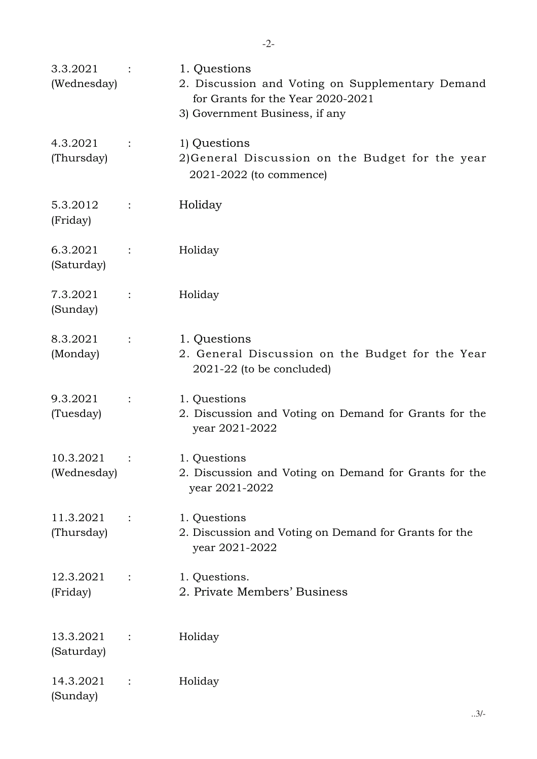| | | |
|---|---|---|
| 3.3.2021 (Wednesday) | : | 1. Questions<br>2. Discussion and Voting on Supplementary Demand for Grants for the Year 2020-2021<br>3) Government Business, if any |
| 4.3.2021 (Thursday) | : | 1) Questions<br>2)General Discussion on the Budget for the year 2021-2022 (to commence) |
| 5.3.2012 (Friday) | : | Holiday |
| 6.3.2021 (Saturday) | : | Holiday |
| 7.3.2021 (Sunday) | : | Holiday |
| 8.3.2021 (Monday) | : | 1. Questions<br>2. General Discussion on the Budget for the Year 2021-22 (to be concluded) |
| 9.3.2021 (Tuesday) | : | 1. Questions<br>2. Discussion and Voting on Demand for Grants for the year 2021-2022 |
| 10.3.2021 (Wednesday) | : | 1. Questions<br>2. Discussion and Voting on Demand for Grants for the year 2021-2022 |
| 11.3.2021 (Thursday) | : | 1. Questions<br>2. Discussion and Voting on Demand for Grants for the year 2021-2022 |
| 12.3.2021 (Friday) | : | 1. Questions.<br>2. Private Members' Business |
| 13.3.2021 (Saturday) | : | Holiday |
| 14.3.2021 (Sunday) | : | Holiday |

..3/-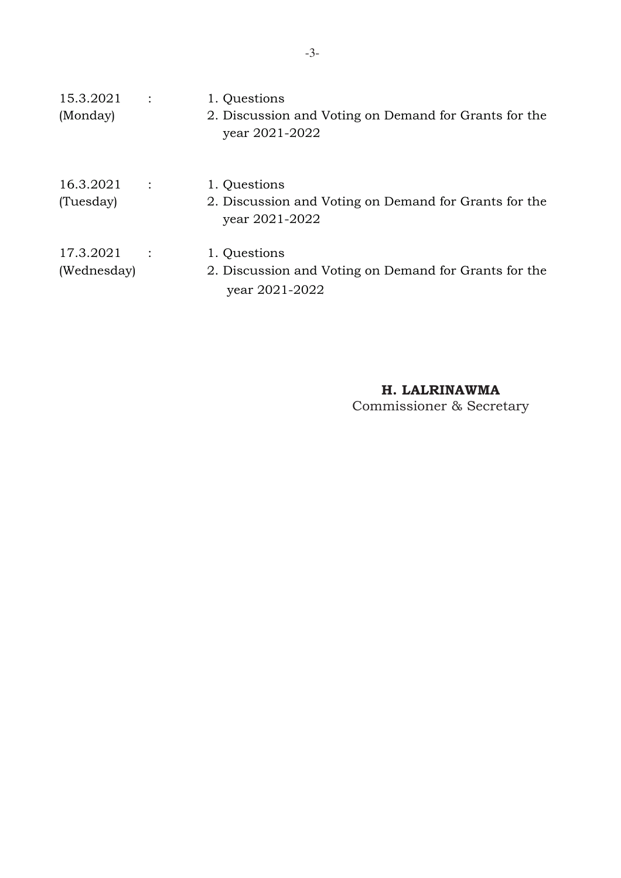| | | |
|---|---|---|
| 15.3.2021 (Monday) | : | 1. Questions<br>2. Discussion and Voting on Demand for Grants for the year 2021-2022 |
| 16.3.2021 (Tuesday) | : | 1. Questions<br>2. Discussion and Voting on Demand for Grants for the year 2021-2022 |
| 17.3.2021 (Wednesday) | : | 1. Questions<br>2. Discussion and Voting on Demand for Grants for the year 2021-2022 |

**H. LALRINAWMA**
Commissioner & Secretary